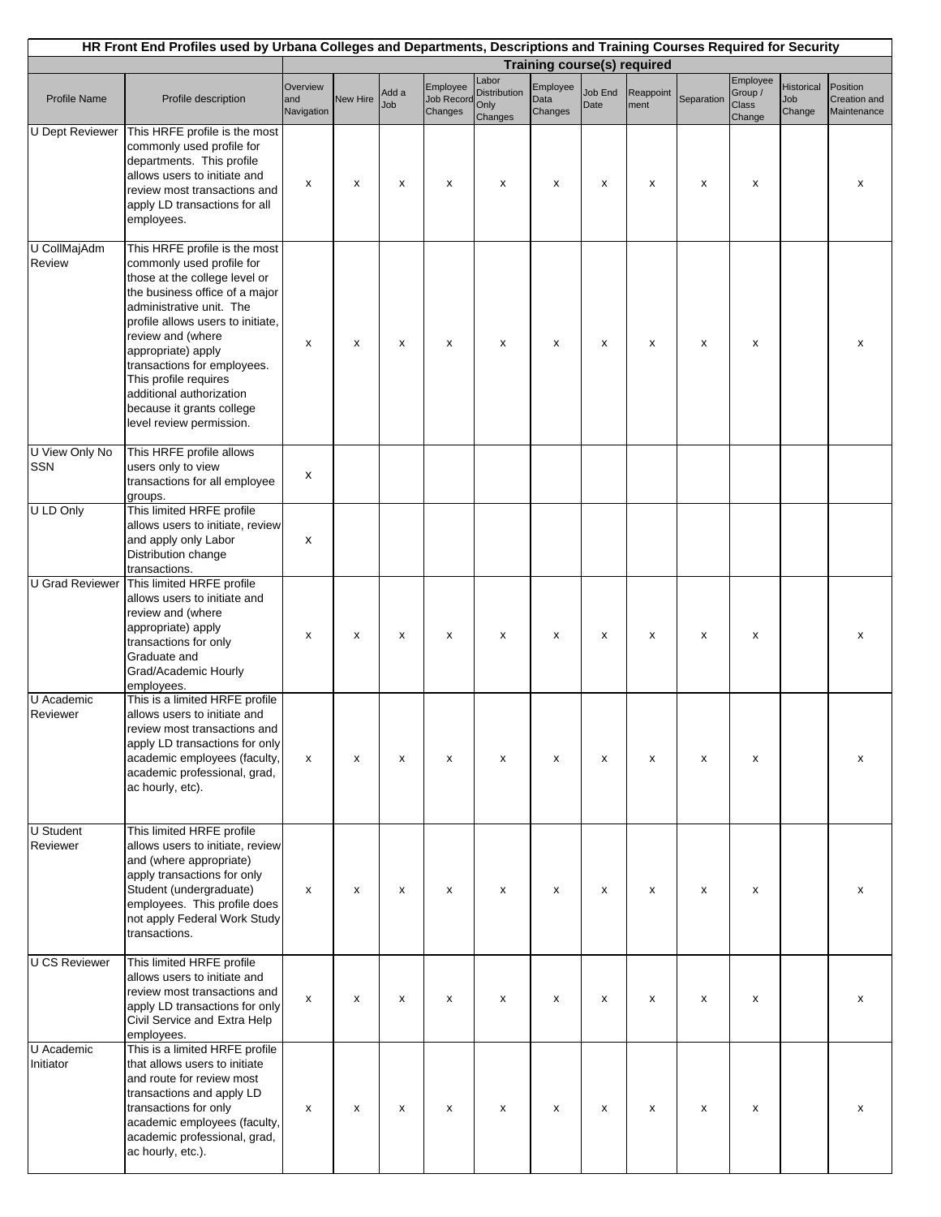| HR Front End Profiles used by Urbana Colleges and Departments, Descriptions and Training Courses Required for Security | | | | | | | | | | | | | |
|---|---|---|---|---|---|---|---|---|---|---|---|---|---|
| | | Training course(s) required | | | | | | | | | | | |
| Profile Name | Profile description | Overview and Navigation | New Hire | Add a Job | Employee Job Record Changes | Labor Distribution Only Changes | Employee Data Changes | Job End Date | Reappointment | Separation | Employee Group / Class Change | Historical Job Change | Position Creation and Maintenance |
| U Dept Reviewer | This HRFE profile is the most commonly used profile for departments. This profile allows users to initiate and review most transactions and apply LD transactions for all employees. | x | x | x | x | x | x | x | x | x | x | | x |
| U CollMajAdm Review | This HRFE profile is the most commonly used profile for those at the college level or the business office of a major administrative unit. The profile allows users to initiate, review and (where appropriate) apply transactions for employees. This profile requires additional authorization because it grants college level review permission. | x | x | x | x | x | x | x | x | x | x | | x |
| U View Only No SSN | This HRFE profile allows users only to view transactions for all employee groups. | x | | | | | | | | | | | |
| U LD Only | This limited HRFE profile allows users to initiate, review and apply only Labor Distribution change transactions. | x | | | | | | | | | | | |
| U Grad Reviewer | This limited HRFE profile allows users to initiate and review and (where appropriate) apply transactions for only Graduate and Grad/Academic Hourly employees. | x | x | x | x | x | x | x | x | x | x | | x |
| U Academic Reviewer | This is a limited HRFE profile allows users to initiate and review most transactions and apply LD transactions for only academic employees (faculty, academic professional, grad, ac hourly, etc). | x | x | x | x | x | x | x | x | x | x | | x |
| U Student Reviewer | This limited HRFE profile allows users to initiate, review and (where appropriate) apply transactions for only Student (undergraduate) employees. This profile does not apply Federal Work Study transactions. | x | x | x | x | x | x | x | x | x | x | | x |
| U CS Reviewer | This limited HRFE profile allows users to initiate and review most transactions and apply LD transactions for only Civil Service and Extra Help employees. | x | x | x | x | x | x | x | x | x | x | | x |
| U Academic Initiator | This is a limited HRFE profile that allows users to initiate and route for review most transactions and apply LD transactions for only academic employees (faculty, academic professional, grad, ac hourly, etc.). | x | x | x | x | x | x | x | x | x | x | | x |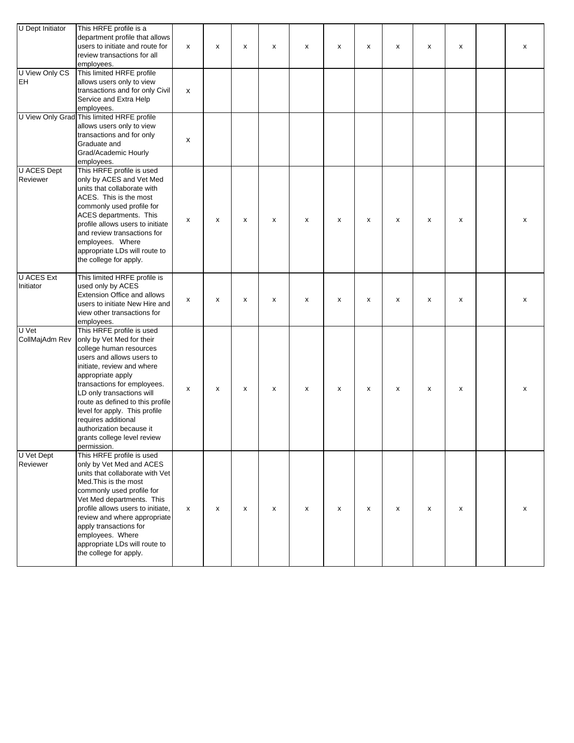| | | | | | | | | | | | | | |
|---|---|---|---|---|---|---|---|---|---|---|---|---|---|
| U Dept Initiator | This HRFE profile is a department profile that allows users to initiate and route for review transactions for all employees. | x | x | x | x | x | x | x | x | x | x | | x |
| U View Only CS EH | This limited HRFE profile allows users only to view transactions and for only Civil Service and Extra Help employees. | x | | | | | | | | | | | |
| U View Only Grad | This limited HRFE profile allows users only to view transactions and for only Graduate and Grad/Academic Hourly employees. | x | | | | | | | | | | | |
| U ACES Dept Reviewer | This HRFE profile is used only by ACES and Vet Med units that collaborate with ACES. This is the most commonly used profile for ACES departments. This profile allows users to initiate and review transactions for employees. Where appropriate LDs will route to the college for apply. | x | x | x | x | x | x | x | x | x | x | | x |
| U ACES Ext Initiator | This limited HRFE profile is used only by ACES Extension Office and allows users to initiate New Hire and view other transactions for employees. | x | x | x | x | x | x | x | x | x | x | | x |
| U Vet CollMajAdm Rev | This HRFE profile is used only by Vet Med for their college human resources users and allows users to initiate, review and where appropriate apply transactions for employees. LD only transactions will route as defined to this profile level for apply. This profile requires additional authorization because it grants college level review permission. | x | x | x | x | x | x | x | x | x | x | | x |
| U Vet Dept Reviewer | This HRFE profile is used only by Vet Med and ACES units that collaborate with Vet Med.This is the most commonly used profile for Vet Med departments. This profile allows users to initiate, review and where appropriate apply transactions for employees. Where appropriate LDs will route to the college for apply. | x | x | x | x | x | x | x | x | x | x | | x |